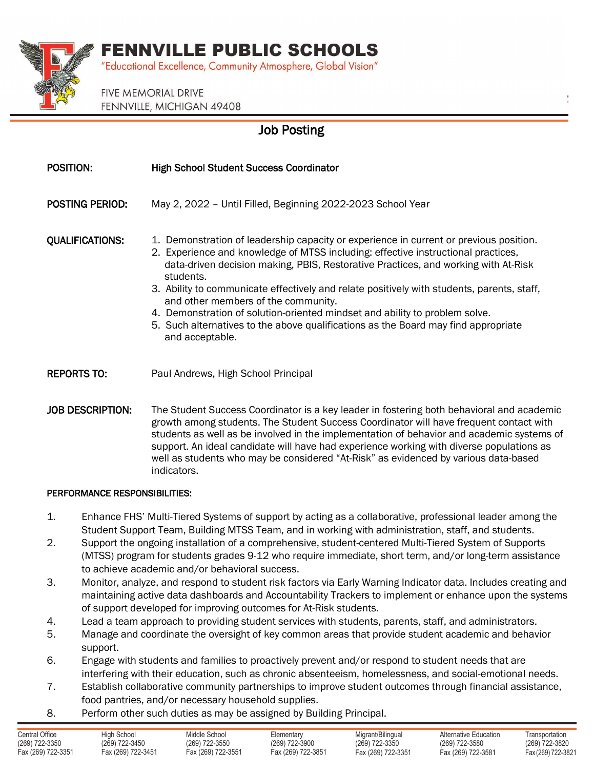# FENNVILLE PUBLIC SCHOOLS

"Educational Excellence, Community Atmosphere, Global Vision"

FIVE MEMORIAL DRIVE
FENNVILLE, MICHIGAN 49408

## Job Posting

**POSITION:** **High School Student Success Coordinator**

**POSTING PERIOD:** May 2, 2022 – Until Filled, Beginning 2022-2023 School Year

**QUALIFICATIONS:**

1. Demonstration of leadership capacity or experience in current or previous position.
2. Experience and knowledge of MTSS including: effective instructional practices, data-driven decision making, PBIS, Restorative Practices, and working with At-Risk students.
3. Ability to communicate effectively and relate positively with students, parents, staff, and other members of the community.
4. Demonstration of solution-oriented mindset and ability to problem solve.
5. Such alternatives to the above qualifications as the Board may find appropriate and acceptable.

**REPORTS TO:** Paul Andrews, High School Principal

**JOB DESCRIPTION:** The Student Success Coordinator is a key leader in fostering both behavioral and academic growth among students. The Student Success Coordinator will have frequent contact with students as well as be involved in the implementation of behavior and academic systems of support. An ideal candidate will have had experience working with diverse populations as well as students who may be considered "At-Risk" as evidenced by various data-based indicators.

**PERFORMANCE RESPONSIBILITIES:**

1. Enhance FHS' Multi-Tiered Systems of support by acting as a collaborative, professional leader among the Student Support Team, Building MTSS Team, and in working with administration, staff, and students.
2. Support the ongoing installation of a comprehensive, student-centered Multi-Tiered System of Supports (MTSS) program for students grades 9-12 who require immediate, short term, and/or long-term assistance to achieve academic and/or behavioral success.
3. Monitor, analyze, and respond to student risk factors via Early Warning Indicator data. Includes creating and maintaining active data dashboards and Accountability Trackers to implement or enhance upon the systems of support developed for improving outcomes for At-Risk students.
4. Lead a team approach to providing student services with students, parents, staff, and administrators.
5. Manage and coordinate the oversight of key common areas that provide student academic and behavior support.
6. Engage with students and families to proactively prevent and/or respond to student needs that are interfering with their education, such as chronic absenteeism, homelessness, and social-emotional needs.
7. Establish collaborative community partnerships to improve student outcomes through financial assistance, food pantries, and/or necessary household supplies.
8. Perform other such duties as may be assigned by Building Principal.

| Central Office | High School | Middle School | Elementary | Migrant/Bilingual | Alternative Education | Transportation |
|---|---|---|---|---|---|---|
| (269) 722-3350 | (269) 722-3450 | (269) 722-3550 | (269) 722-3900 | (269) 722-3350 | (269) 722-3580 | (269) 722-3820 |
| Fax (269) 722-3351 | Fax (269) 722-3451 | Fax (269) 722-3551 | Fax (269) 722-3851 | Fax (269) 722-3351 | Fax (269) 722-3581 | Fax (269) 722-3821 |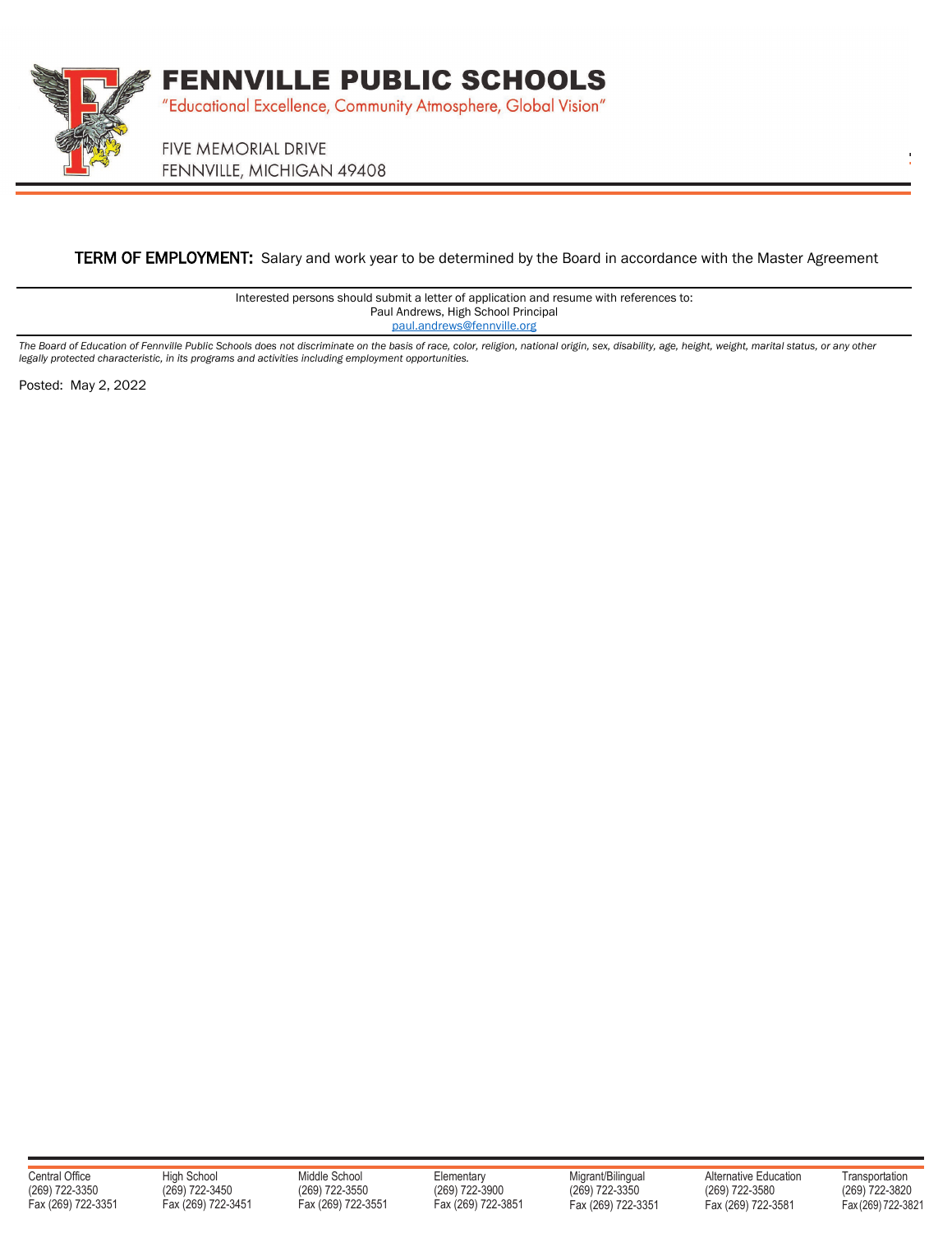**TERM OF EMPLOYMENT:** Salary and work year to be determined by the Board in accordance with the Master Agreement

---

Interested persons should submit a letter of application and resume with references to:
Paul Andrews, High School Principal
paul.andrews@fennville.org

---

*The Board of Education of Fennville Public Schools does not discriminate on the basis of race, color, religion, national origin, sex, disability, age, height, weight, marital status, or any other legally protected characteristic, in its programs and activities including employment opportunities.*

Posted: May 2, 2022